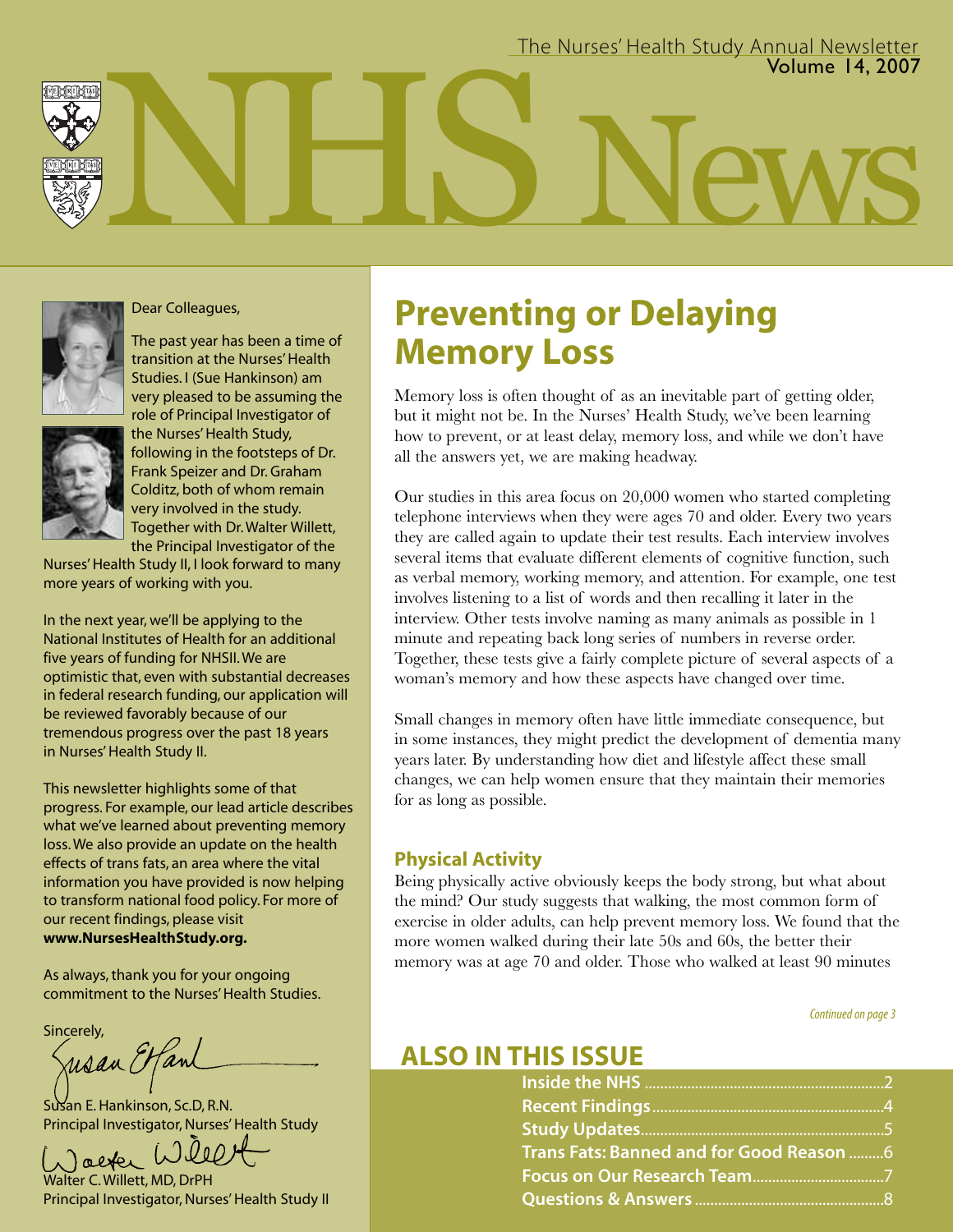The Nurses' Health Study Annual Newsletter
Volume 14, 2007

# NHS News

Dear Colleagues,

The past year has been a time of transition at the Nurses' Health Studies. I (Sue Hankinson) am very pleased to be assuming the role of Principal Investigator of the Nurses' Health Study, following in the footsteps of Dr. Frank Speizer and Dr. Graham Colditz, both of whom remain very involved in the study. Together with Dr. Walter Willett, the Principal Investigator of the Nurses' Health Study II, I look forward to many more years of working with you.

In the next year, we'll be applying to the National Institutes of Health for an additional five years of funding for NHSII. We are optimistic that, even with substantial decreases in federal research funding, our application will be reviewed favorably because of our tremendous progress over the past 18 years in Nurses' Health Study II.

This newsletter highlights some of that progress. For example, our lead article describes what we've learned about preventing memory loss. We also provide an update on the health effects of trans fats, an area where the vital information you have provided is now helping to transform national food policy. For more of our recent findings, please visit **www.NursesHealthStudy.org.**

As always, thank you for your ongoing commitment to the Nurses' Health Studies.

Sincerely,

Susan E. Hankinson, Sc.D, R.N.
Principal Investigator, Nurses' Health Study

Walter C. Willett, MD, DrPH
Principal Investigator, Nurses' Health Study II

## Preventing or Delaying Memory Loss

Memory loss is often thought of as an inevitable part of getting older, but it might not be. In the Nurses' Health Study, we've been learning how to prevent, or at least delay, memory loss, and while we don't have all the answers yet, we are making headway.

Our studies in this area focus on 20,000 women who started completing telephone interviews when they were ages 70 and older. Every two years they are called again to update their test results. Each interview involves several items that evaluate different elements of cognitive function, such as verbal memory, working memory, and attention. For example, one test involves listening to a list of words and then recalling it later in the interview. Other tests involve naming as many animals as possible in 1 minute and repeating back long series of numbers in reverse order. Together, these tests give a fairly complete picture of several aspects of a woman's memory and how these aspects have changed over time.

Small changes in memory often have little immediate consequence, but in some instances, they might predict the development of dementia many years later. By understanding how diet and lifestyle affect these small changes, we can help women ensure that they maintain their memories for as long as possible.

### Physical Activity

Being physically active obviously keeps the body strong, but what about the mind? Our study suggests that walking, the most common form of exercise in older adults, can help prevent memory loss. We found that the more women walked during their late 50s and 60s, the better their memory was at age 70 and older. Those who walked at least 90 minutes

*Continued on page 3*

## ALSO IN THIS ISSUE

- **Inside the NHS** .......... 2
- **Recent Findings** .......... 4
- **Study Updates** .......... 5
- **Trans Fats: Banned and for Good Reason** .......... 6
- **Focus on Our Research Team** .......... 7
- **Questions & Answers** .......... 8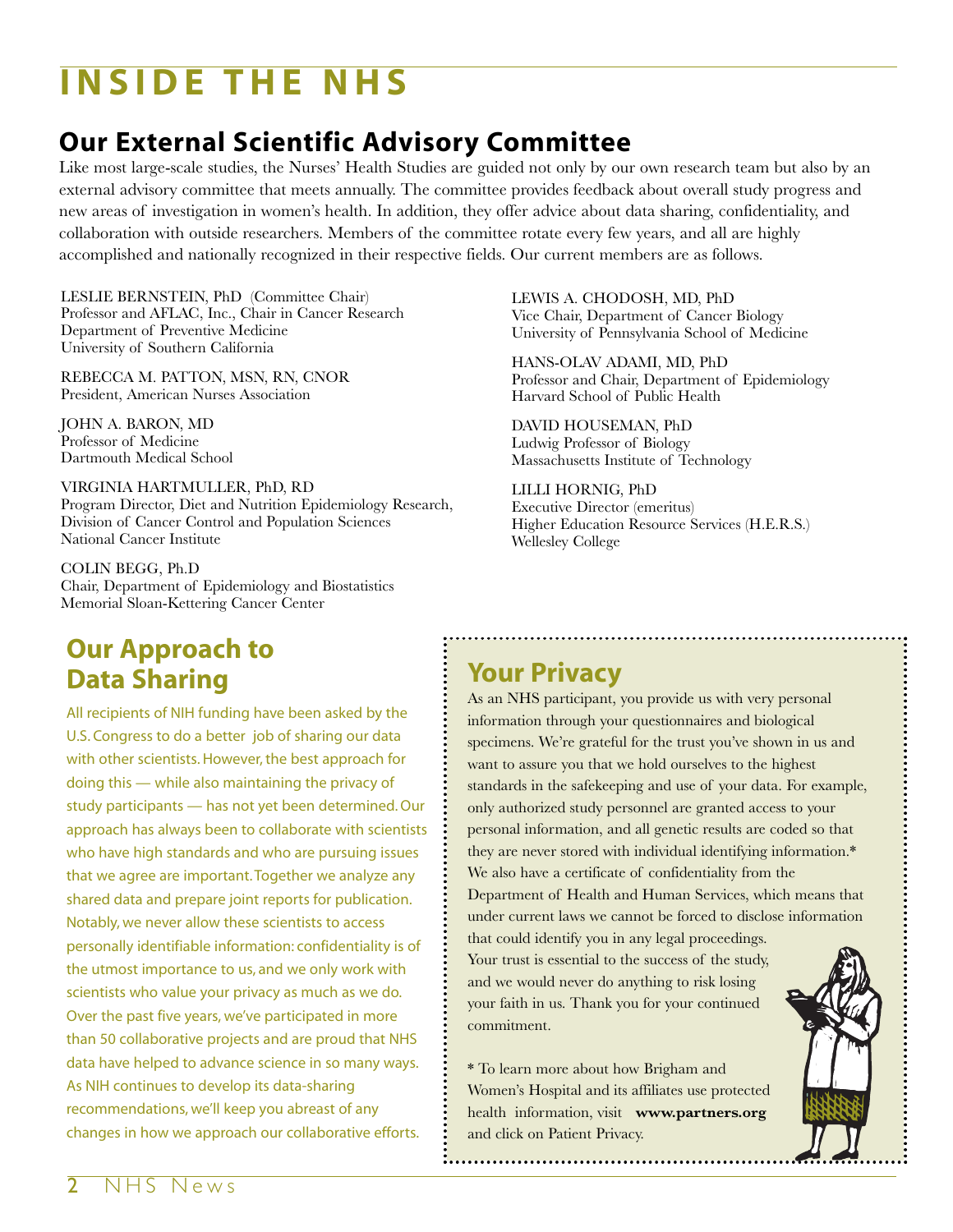# INSIDE THE NHS

## Our External Scientific Advisory Committee

Like most large-scale studies, the Nurses' Health Studies are guided not only by our own research team but also by an external advisory committee that meets annually. The committee provides feedback about overall study progress and new areas of investigation in women's health. In addition, they offer advice about data sharing, confidentiality, and collaboration with outside researchers. Members of the committee rotate every few years, and all are highly accomplished and nationally recognized in their respective fields. Our current members are as follows.

LESLIE BERNSTEIN, PhD (Committee Chair)
Professor and AFLAC, Inc., Chair in Cancer Research
Department of Preventive Medicine
University of Southern California

REBECCA M. PATTON, MSN, RN, CNOR
President, American Nurses Association

JOHN A. BARON, MD
Professor of Medicine
Dartmouth Medical School

VIRGINIA HARTMULLER, PhD, RD
Program Director, Diet and Nutrition Epidemiology Research,
Division of Cancer Control and Population Sciences
National Cancer Institute

COLIN BEGG, Ph.D
Chair, Department of Epidemiology and Biostatistics
Memorial Sloan-Kettering Cancer Center

LEWIS A. CHODOSH, MD, PhD
Vice Chair, Department of Cancer Biology
University of Pennsylvania School of Medicine

HANS-OLAV ADAMI, MD, PhD
Professor and Chair, Department of Epidemiology
Harvard School of Public Health

DAVID HOUSEMAN, PhD
Ludwig Professor of Biology
Massachusetts Institute of Technology

LILLI HORNIG, PhD
Executive Director (emeritus)
Higher Education Resource Services (H.E.R.S.)
Wellesley College

## Our Approach to Data Sharing

All recipients of NIH funding have been asked by the U.S. Congress to do a better job of sharing our data with other scientists. However, the best approach for doing this — while also maintaining the privacy of study participants — has not yet been determined. Our approach has always been to collaborate with scientists who have high standards and who are pursuing issues that we agree are important. Together we analyze any shared data and prepare joint reports for publication. Notably, we never allow these scientists to access personally identifiable information: confidentiality is of the utmost importance to us, and we only work with scientists who value your privacy as much as we do. Over the past five years, we've participated in more than 50 collaborative projects and are proud that NHS data have helped to advance science in so many ways. As NIH continues to develop its data-sharing recommendations, we'll keep you abreast of any changes in how we approach our collaborative efforts.

## Your Privacy

As an NHS participant, you provide us with very personal information through your questionnaires and biological specimens. We're grateful for the trust you've shown in us and want to assure you that we hold ourselves to the highest standards in the safekeeping and use of your data. For example, only authorized study personnel are granted access to your personal information, and all genetic results are coded so that they are never stored with individual identifying information.* We also have a certificate of confidentiality from the Department of Health and Human Services, which means that under current laws we cannot be forced to disclose information that could identify you in any legal proceedings. Your trust is essential to the success of the study, and we would never do anything to risk losing your faith in us. Thank you for your continued commitment.

* To learn more about how Brigham and Women's Hospital and its affiliates use protected health information, visit **www.partners.org** and click on Patient Privacy.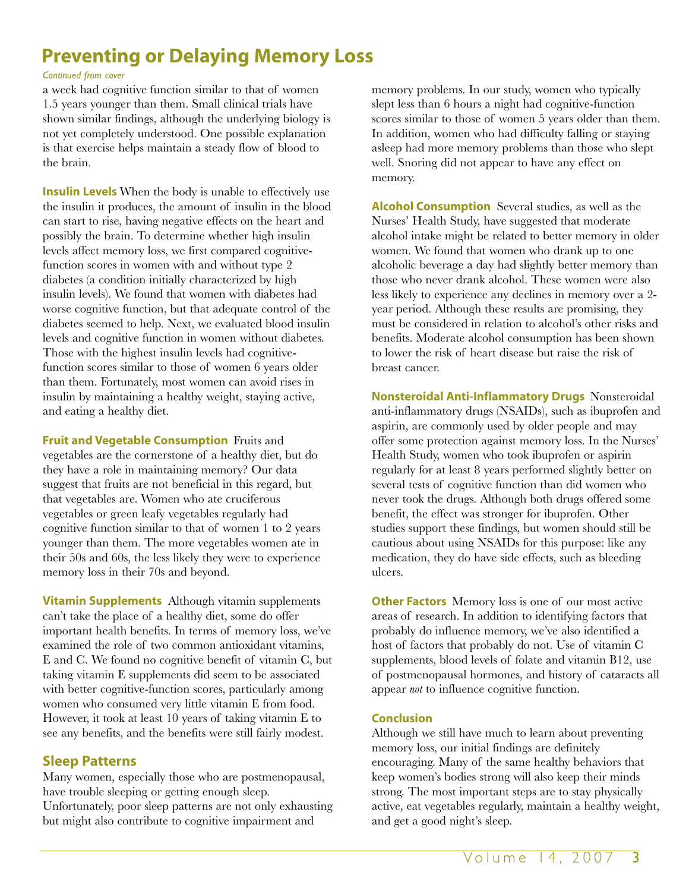# Preventing or Delaying Memory Loss

*Continued from cover*

a week had cognitive function similar to that of women 1.5 years younger than them. Small clinical trials have shown similar findings, although the underlying biology is not yet completely understood. One possible explanation is that exercise helps maintain a steady flow of blood to the brain.

**Insulin Levels** When the body is unable to effectively use the insulin it produces, the amount of insulin in the blood can start to rise, having negative effects on the heart and possibly the brain. To determine whether high insulin levels affect memory loss, we first compared cognitive-function scores in women with and without type 2 diabetes (a condition initially characterized by high insulin levels). We found that women with diabetes had worse cognitive function, but that adequate control of the diabetes seemed to help. Next, we evaluated blood insulin levels and cognitive function in women without diabetes. Those with the highest insulin levels had cognitive-function scores similar to those of women 6 years older than them. Fortunately, most women can avoid rises in insulin by maintaining a healthy weight, staying active, and eating a healthy diet.

**Fruit and Vegetable Consumption** Fruits and vegetables are the cornerstone of a healthy diet, but do they have a role in maintaining memory? Our data suggest that fruits are not beneficial in this regard, but that vegetables are. Women who ate cruciferous vegetables or green leafy vegetables regularly had cognitive function similar to that of women 1 to 2 years younger than them. The more vegetables women ate in their 50s and 60s, the less likely they were to experience memory loss in their 70s and beyond.

**Vitamin Supplements** Although vitamin supplements can't take the place of a healthy diet, some do offer important health benefits. In terms of memory loss, we've examined the role of two common antioxidant vitamins, E and C. We found no cognitive benefit of vitamin C, but taking vitamin E supplements did seem to be associated with better cognitive-function scores, particularly among women who consumed very little vitamin E from food. However, it took at least 10 years of taking vitamin E to see any benefits, and the benefits were still fairly modest.

## Sleep Patterns

Many women, especially those who are postmenopausal, have trouble sleeping or getting enough sleep. Unfortunately, poor sleep patterns are not only exhausting but might also contribute to cognitive impairment and memory problems. In our study, women who typically slept less than 6 hours a night had cognitive-function scores similar to those of women 5 years older than them. In addition, women who had difficulty falling or staying asleep had more memory problems than those who slept well. Snoring did not appear to have any effect on memory.

**Alcohol Consumption** Several studies, as well as the Nurses' Health Study, have suggested that moderate alcohol intake might be related to better memory in older women. We found that women who drank up to one alcoholic beverage a day had slightly better memory than those who never drank alcohol. These women were also less likely to experience any declines in memory over a 2-year period. Although these results are promising, they must be considered in relation to alcohol's other risks and benefits. Moderate alcohol consumption has been shown to lower the risk of heart disease but raise the risk of breast cancer.

**Nonsteroidal Anti-Inflammatory Drugs** Nonsteroidal anti-inflammatory drugs (NSAIDs), such as ibuprofen and aspirin, are commonly used by older people and may offer some protection against memory loss. In the Nurses' Health Study, women who took ibuprofen or aspirin regularly for at least 8 years performed slightly better on several tests of cognitive function than did women who never took the drugs. Although both drugs offered some benefit, the effect was stronger for ibuprofen. Other studies support these findings, but women should still be cautious about using NSAIDs for this purpose: like any medication, they do have side effects, such as bleeding ulcers.

**Other Factors** Memory loss is one of our most active areas of research. In addition to identifying factors that probably do influence memory, we've also identified a host of factors that probably do not. Use of vitamin C supplements, blood levels of folate and vitamin B12, use of postmenopausal hormones, and history of cataracts all appear *not* to influence cognitive function.

### Conclusion

Although we still have much to learn about preventing memory loss, our initial findings are definitely encouraging. Many of the same healthy behaviors that keep women's bodies strong will also keep their minds strong. The most important steps are to stay physically active, eat vegetables regularly, maintain a healthy weight, and get a good night's sleep.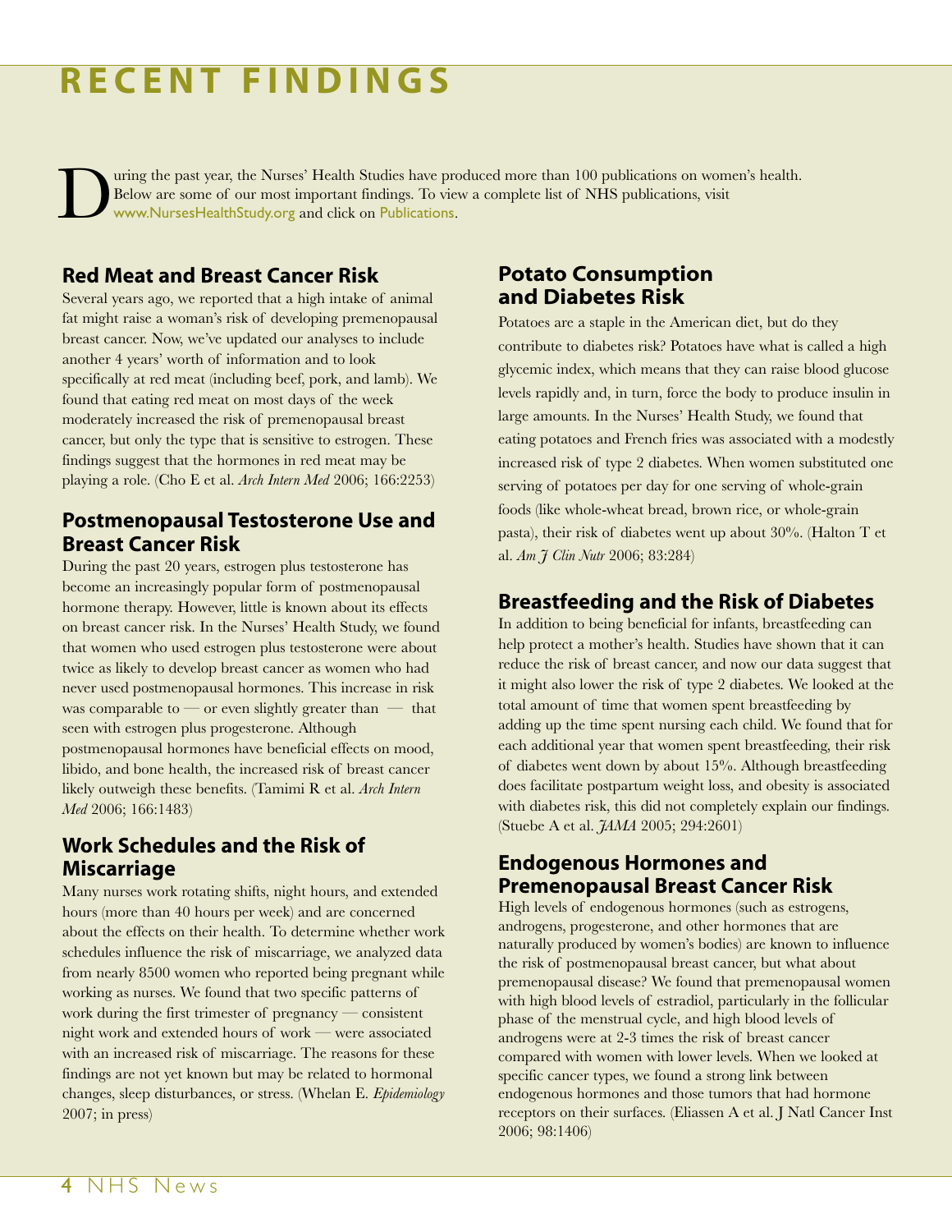# RECENT FINDINGS

During the past year, the Nurses' Health Studies have produced more than 100 publications on women's health. Below are some of our most important findings. To view a complete list of NHS publications, visit www.NursesHealthStudy.org and click on Publications.

## Red Meat and Breast Cancer Risk

Several years ago, we reported that a high intake of animal fat might raise a woman's risk of developing premenopausal breast cancer. Now, we've updated our analyses to include another 4 years' worth of information and to look specifically at red meat (including beef, pork, and lamb). We found that eating red meat on most days of the week moderately increased the risk of premenopausal breast cancer, but only the type that is sensitive to estrogen. These findings suggest that the hormones in red meat may be playing a role. (Cho E et al. *Arch Intern Med* 2006; 166:2253)

## Postmenopausal Testosterone Use and Breast Cancer Risk

During the past 20 years, estrogen plus testosterone has become an increasingly popular form of postmenopausal hormone therapy. However, little is known about its effects on breast cancer risk. In the Nurses' Health Study, we found that women who used estrogen plus testosterone were about twice as likely to develop breast cancer as women who had never used postmenopausal hormones. This increase in risk was comparable to — or even slightly greater than — that seen with estrogen plus progesterone. Although postmenopausal hormones have beneficial effects on mood, libido, and bone health, the increased risk of breast cancer likely outweigh these benefits. (Tamimi R et al. *Arch Intern Med* 2006; 166:1483)

## Work Schedules and the Risk of Miscarriage

Many nurses work rotating shifts, night hours, and extended hours (more than 40 hours per week) and are concerned about the effects on their health. To determine whether work schedules influence the risk of miscarriage, we analyzed data from nearly 8500 women who reported being pregnant while working as nurses. We found that two specific patterns of work during the first trimester of pregnancy — consistent night work and extended hours of work — were associated with an increased risk of miscarriage. The reasons for these findings are not yet known but may be related to hormonal changes, sleep disturbances, or stress. (Whelan E. *Epidemiology* 2007; in press)

## Potato Consumption and Diabetes Risk

Potatoes are a staple in the American diet, but do they contribute to diabetes risk? Potatoes have what is called a high glycemic index, which means that they can raise blood glucose levels rapidly and, in turn, force the body to produce insulin in large amounts. In the Nurses' Health Study, we found that eating potatoes and French fries was associated with a modestly increased risk of type 2 diabetes. When women substituted one serving of potatoes per day for one serving of whole-grain foods (like whole-wheat bread, brown rice, or whole-grain pasta), their risk of diabetes went up about 30%. (Halton T et al. *Am J Clin Nutr* 2006; 83:284)

## Breastfeeding and the Risk of Diabetes

In addition to being beneficial for infants, breastfeeding can help protect a mother's health. Studies have shown that it can reduce the risk of breast cancer, and now our data suggest that it might also lower the risk of type 2 diabetes. We looked at the total amount of time that women spent breastfeeding by adding up the time spent nursing each child. We found that for each additional year that women spent breastfeeding, their risk of diabetes went down by about 15%. Although breastfeeding does facilitate postpartum weight loss, and obesity is associated with diabetes risk, this did not completely explain our findings. (Stuebe A et al. *JAMA* 2005; 294:2601)

## Endogenous Hormones and Premenopausal Breast Cancer Risk

High levels of endogenous hormones (such as estrogens, androgens, progesterone, and other hormones that are naturally produced by women's bodies) are known to influence the risk of postmenopausal breast cancer, but what about premenopausal disease? We found that premenopausal women with high blood levels of estradiol, particularly in the follicular phase of the menstrual cycle, and high blood levels of androgens were at 2-3 times the risk of breast cancer compared with women with lower levels. When we looked at specific cancer types, we found a strong link between endogenous hormones and those tumors that had hormone receptors on their surfaces. (Eliassen A et al. J Natl Cancer Inst 2006; 98:1406)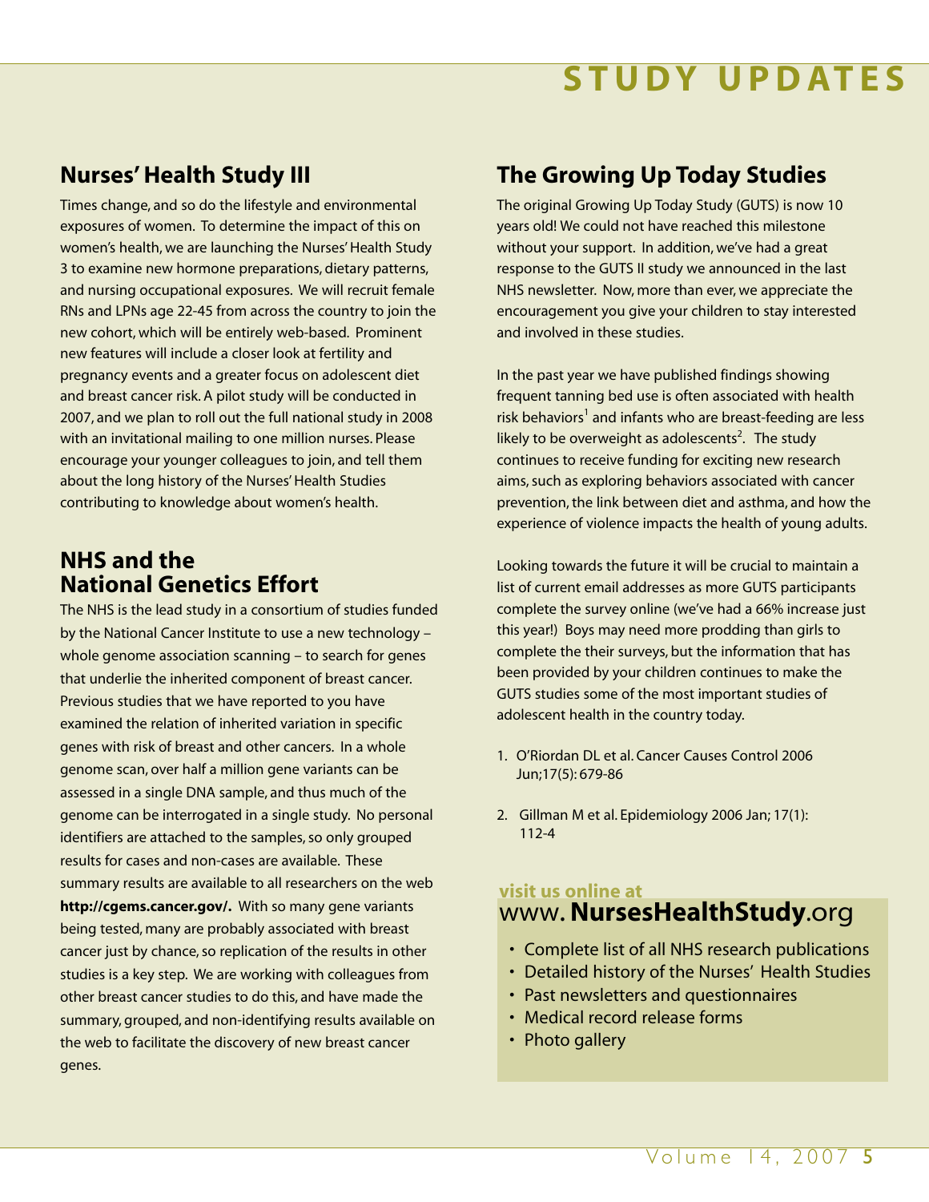# STUDY UPDATES

## Nurses' Health Study III

Times change, and so do the lifestyle and environmental exposures of women. To determine the impact of this on women's health, we are launching the Nurses' Health Study 3 to examine new hormone preparations, dietary patterns, and nursing occupational exposures. We will recruit female RNs and LPNs age 22-45 from across the country to join the new cohort, which will be entirely web-based. Prominent new features will include a closer look at fertility and pregnancy events and a greater focus on adolescent diet and breast cancer risk. A pilot study will be conducted in 2007, and we plan to roll out the full national study in 2008 with an invitational mailing to one million nurses. Please encourage your younger colleagues to join, and tell them about the long history of the Nurses' Health Studies contributing to knowledge about women's health.

## NHS and the National Genetics Effort

The NHS is the lead study in a consortium of studies funded by the National Cancer Institute to use a new technology – whole genome association scanning – to search for genes that underlie the inherited component of breast cancer. Previous studies that we have reported to you have examined the relation of inherited variation in specific genes with risk of breast and other cancers. In a whole genome scan, over half a million gene variants can be assessed in a single DNA sample, and thus much of the genome can be interrogated in a single study. No personal identifiers are attached to the samples, so only grouped results for cases and non-cases are available. These summary results are available to all researchers on the web **http://cgems.cancer.gov/.** With so many gene variants being tested, many are probably associated with breast cancer just by chance, so replication of the results in other studies is a key step. We are working with colleagues from other breast cancer studies to do this, and have made the summary, grouped, and non-identifying results available on the web to facilitate the discovery of new breast cancer genes.

## The Growing Up Today Studies

The original Growing Up Today Study (GUTS) is now 10 years old! We could not have reached this milestone without your support. In addition, we've had a great response to the GUTS II study we announced in the last NHS newsletter. Now, more than ever, we appreciate the encouragement you give your children to stay interested and involved in these studies.

In the past year we have published findings showing frequent tanning bed use is often associated with health risk behaviors[1] and infants who are breast-feeding are less likely to be overweight as adolescents[2]. The study continues to receive funding for exciting new research aims, such as exploring behaviors associated with cancer prevention, the link between diet and asthma, and how the experience of violence impacts the health of young adults.

Looking towards the future it will be crucial to maintain a list of current email addresses as more GUTS participants complete the survey online (we've had a 66% increase just this year!) Boys may need more prodding than girls to complete the their surveys, but the information that has been provided by your children continues to make the GUTS studies some of the most important studies of adolescent health in the country today.

1. O'Riordan DL et al. Cancer Causes Control 2006 Jun;17(5): 679-86
2. Gillman M et al. Epidemiology 2006 Jan; 17(1): 112-4

**visit us online at**
www.**NursesHealthStudy**.org

- Complete list of all NHS research publications
- Detailed history of the Nurses' Health Studies
- Past newsletters and questionnaires
- Medical record release forms
- Photo gallery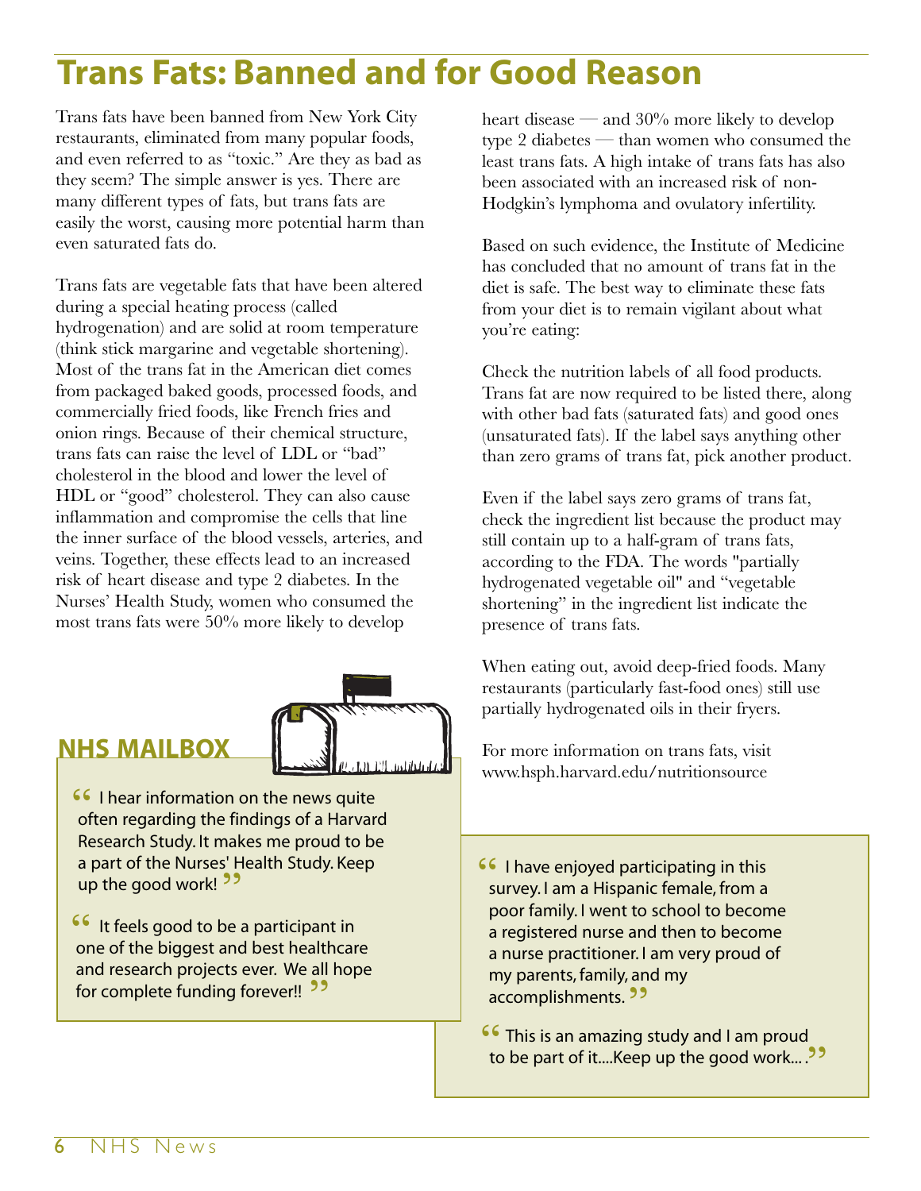# Trans Fats: Banned and for Good Reason

Trans fats have been banned from New York City restaurants, eliminated from many popular foods, and even referred to as "toxic." Are they as bad as they seem? The simple answer is yes. There are many different types of fats, but trans fats are easily the worst, causing more potential harm than even saturated fats do.

Trans fats are vegetable fats that have been altered during a special heating process (called hydrogenation) and are solid at room temperature (think stick margarine and vegetable shortening). Most of the trans fat in the American diet comes from packaged baked goods, processed foods, and commercially fried foods, like French fries and onion rings. Because of their chemical structure, trans fats can raise the level of LDL or "bad" cholesterol in the blood and lower the level of HDL or "good" cholesterol. They can also cause inflammation and compromise the cells that line the inner surface of the blood vessels, arteries, and veins. Together, these effects lead to an increased risk of heart disease and type 2 diabetes. In the Nurses' Health Study, women who consumed the most trans fats were 50% more likely to develop heart disease — and 30% more likely to develop type 2 diabetes — than women who consumed the least trans fats. A high intake of trans fats has also been associated with an increased risk of non-Hodgkin's lymphoma and ovulatory infertility.

Based on such evidence, the Institute of Medicine has concluded that no amount of trans fat in the diet is safe. The best way to eliminate these fats from your diet is to remain vigilant about what you're eating:

Check the nutrition labels of all food products. Trans fat are now required to be listed there, along with other bad fats (saturated fats) and good ones (unsaturated fats). If the label says anything other than zero grams of trans fat, pick another product.

Even if the label says zero grams of trans fat, check the ingredient list because the product may still contain up to a half-gram of trans fats, according to the FDA. The words "partially hydrogenated vegetable oil" and "vegetable shortening" in the ingredient list indicate the presence of trans fats.

When eating out, avoid deep-fried foods. Many restaurants (particularly fast-food ones) still use partially hydrogenated oils in their fryers.

For more information on trans fats, visit www.hsph.harvard.edu/nutritionsource

## NHS MAILBOX

"I hear information on the news quite often regarding the findings of a Harvard Research Study. It makes me proud to be a part of the Nurses' Health Study. Keep up the good work!"

"It feels good to be a participant in one of the biggest and best healthcare and research projects ever. We all hope for complete funding forever!!"

"I have enjoyed participating in this survey. I am a Hispanic female, from a poor family. I went to school to become a registered nurse and then to become a nurse practitioner. I am very proud of my parents, family, and my accomplishments."

"This is an amazing study and I am proud to be part of it....Keep up the good work... ."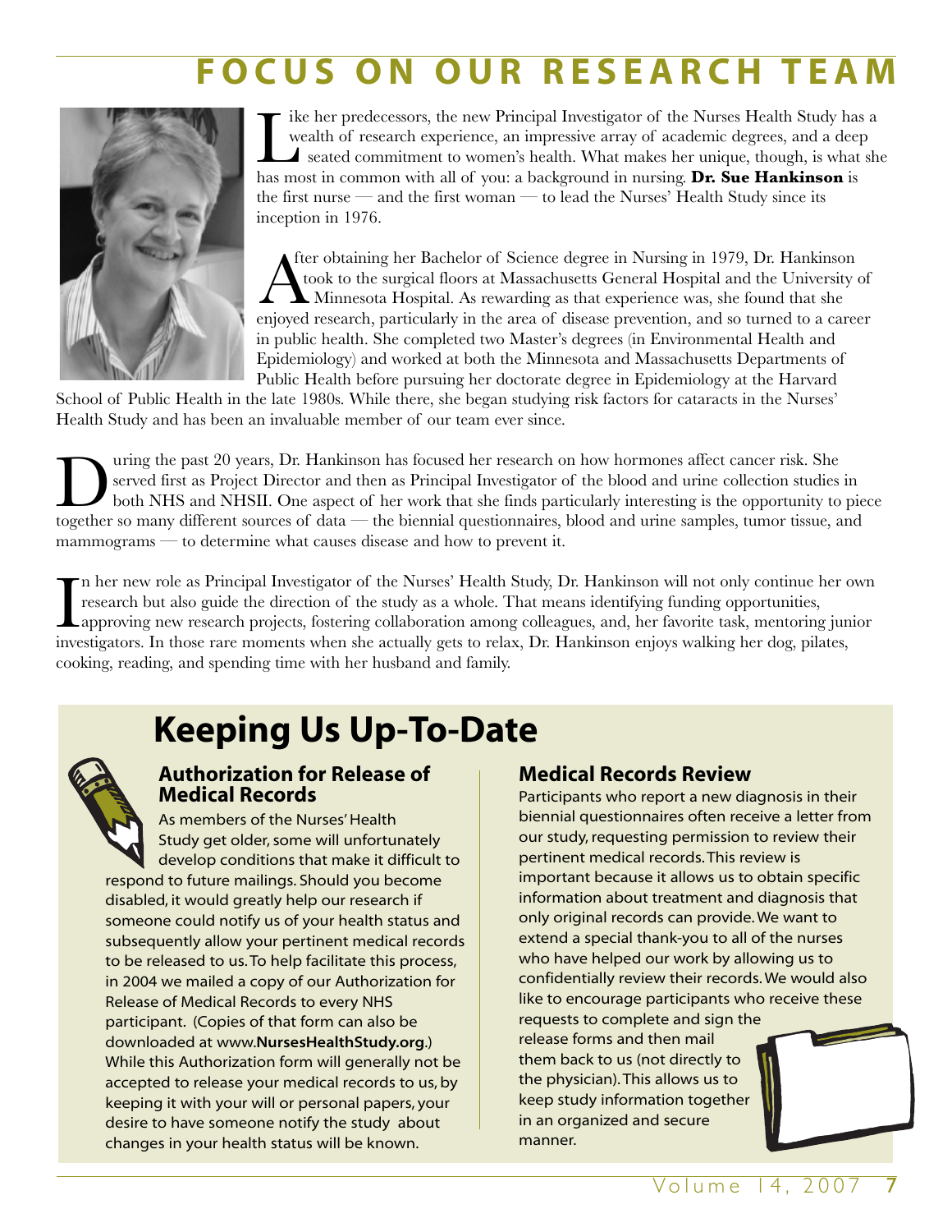# FOCUS ON OUR RESEARCH TEAM

Like her predecessors, the new Principal Investigator of the Nurses Health Study has a wealth of research experience, an impressive array of academic degrees, and a deep seated commitment to women's health. What makes her unique, though, is what she has most in common with all of you: a background in nursing. **Dr. Sue Hankinson** is the first nurse — and the first woman — to lead the Nurses' Health Study since its inception in 1976.

After obtaining her Bachelor of Science degree in Nursing in 1979, Dr. Hankinson took to the surgical floors at Massachusetts General Hospital and the University of Minnesota Hospital. As rewarding as that experience was, she found that she enjoyed research, particularly in the area of disease prevention, and so turned to a career in public health. She completed two Master's degrees (in Environmental Health and Epidemiology) and worked at both the Minnesota and Massachusetts Departments of Public Health before pursuing her doctorate degree in Epidemiology at the Harvard School of Public Health in the late 1980s. While there, she began studying risk factors for cataracts in the Nurses' Health Study and has been an invaluable member of our team ever since.

During the past 20 years, Dr. Hankinson has focused her research on how hormones affect cancer risk. She served first as Project Director and then as Principal Investigator of the blood and urine collection studies in both NHS and NHSII. One aspect of her work that she finds particularly interesting is the opportunity to piece together so many different sources of data — the biennial questionnaires, blood and urine samples, tumor tissue, and mammograms — to determine what causes disease and how to prevent it.

In her new role as Principal Investigator of the Nurses' Health Study, Dr. Hankinson will not only continue her own research but also guide the direction of the study as a whole. That means identifying funding opportunities, approving new research projects, fostering collaboration among colleagues, and, her favorite task, mentoring junior investigators. In those rare moments when she actually gets to relax, Dr. Hankinson enjoys walking her dog, pilates, cooking, reading, and spending time with her husband and family.

# Keeping Us Up-To-Date

## Authorization for Release of Medical Records

As members of the Nurses' Health Study get older, some will unfortunately develop conditions that make it difficult to respond to future mailings. Should you become disabled, it would greatly help our research if someone could notify us of your health status and subsequently allow your pertinent medical records to be released to us. To help facilitate this process, in 2004 we mailed a copy of our Authorization for Release of Medical Records to every NHS participant. (Copies of that form can also be downloaded at www.**NursesHealthStudy.org**.) While this Authorization form will generally not be accepted to release your medical records to us, by keeping it with your will or personal papers, your desire to have someone notify the study about changes in your health status will be known.

## Medical Records Review

Participants who report a new diagnosis in their biennial questionnaires often receive a letter from our study, requesting permission to review their pertinent medical records. This review is important because it allows us to obtain specific information about treatment and diagnosis that only original records can provide. We want to extend a special thank-you to all of the nurses who have helped our work by allowing us to confidentially review their records. We would also like to encourage participants who receive these requests to complete and sign the release forms and then mail them back to us (not directly to the physician). This allows us to keep study information together in an organized and secure manner.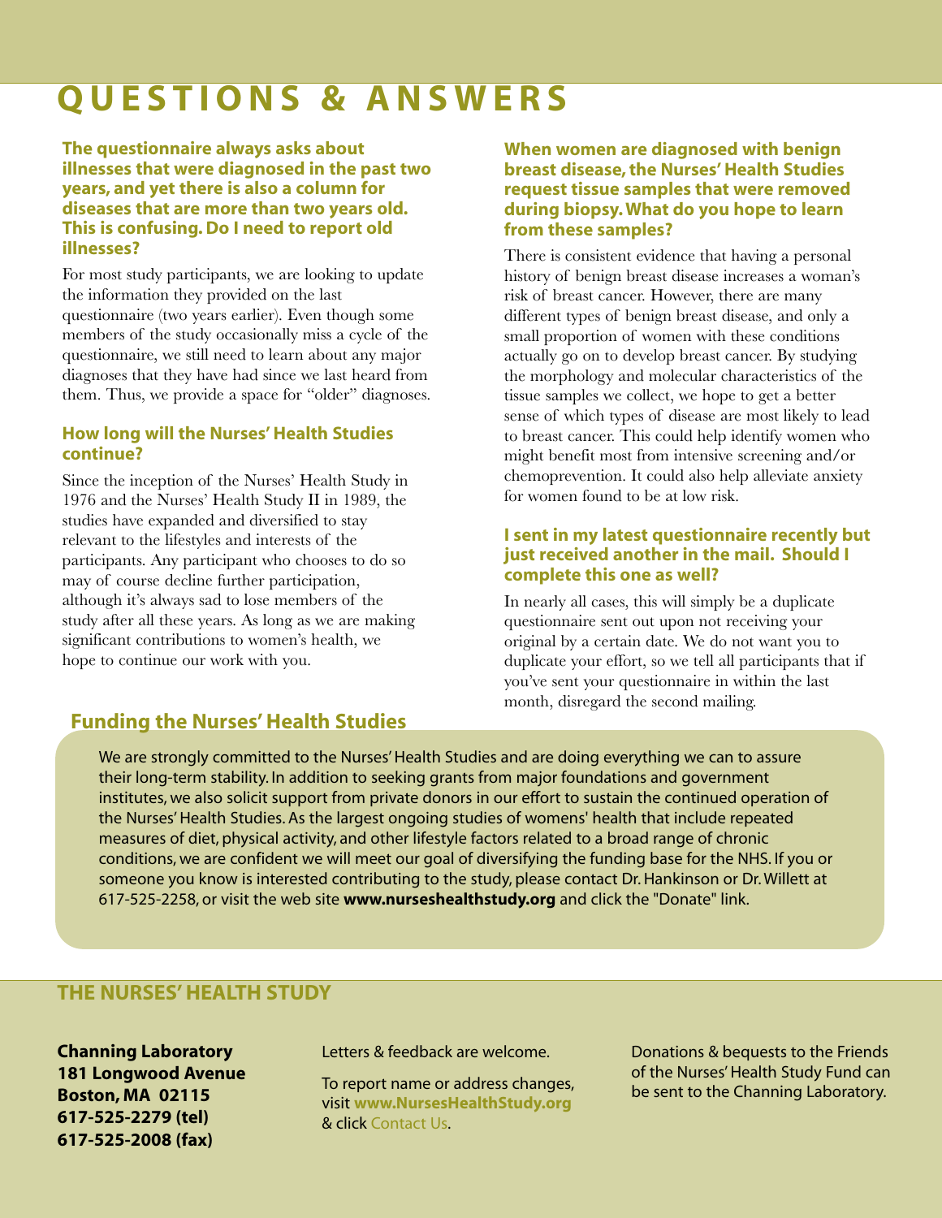# QUESTIONS & ANSWERS

**The questionnaire always asks about illnesses that were diagnosed in the past two years, and yet there is also a column for diseases that are more than two years old. This is confusing. Do I need to report old illnesses?**

For most study participants, we are looking to update the information they provided on the last questionnaire (two years earlier). Even though some members of the study occasionally miss a cycle of the questionnaire, we still need to learn about any major diagnoses that they have had since we last heard from them. Thus, we provide a space for "older" diagnoses.

**How long will the Nurses' Health Studies continue?**

Since the inception of the Nurses' Health Study in 1976 and the Nurses' Health Study II in 1989, the studies have expanded and diversified to stay relevant to the lifestyles and interests of the participants. Any participant who chooses to do so may of course decline further participation, although it's always sad to lose members of the study after all these years. As long as we are making significant contributions to women's health, we hope to continue our work with you.

**When women are diagnosed with benign breast disease, the Nurses' Health Studies request tissue samples that were removed during biopsy. What do you hope to learn from these samples?**

There is consistent evidence that having a personal history of benign breast disease increases a woman's risk of breast cancer. However, there are many different types of benign breast disease, and only a small proportion of women with these conditions actually go on to develop breast cancer. By studying the morphology and molecular characteristics of the tissue samples we collect, we hope to get a better sense of which types of disease are most likely to lead to breast cancer. This could help identify women who might benefit most from intensive screening and/or chemoprevention. It could also help alleviate anxiety for women found to be at low risk.

**I sent in my latest questionnaire recently but just received another in the mail. Should I complete this one as well?**

In nearly all cases, this will simply be a duplicate questionnaire sent out upon not receiving your original by a certain date. We do not want you to duplicate your effort, so we tell all participants that if you've sent your questionnaire in within the last month, disregard the second mailing.

## Funding the Nurses' Health Studies

We are strongly committed to the Nurses' Health Studies and are doing everything we can to assure their long-term stability. In addition to seeking grants from major foundations and government institutes, we also solicit support from private donors in our effort to sustain the continued operation of the Nurses' Health Studies. As the largest ongoing studies of womens' health that include repeated measures of diet, physical activity, and other lifestyle factors related to a broad range of chronic conditions, we are confident we will meet our goal of diversifying the funding base for the NHS. If you or someone you know is interested contributing to the study, please contact Dr. Hankinson or Dr. Willett at 617-525-2258, or visit the web site **www.nurseshealthstudy.org** and click the "Donate" link.

## THE NURSES' HEALTH STUDY

**Channing Laboratory**
**181 Longwood Avenue**
**Boston, MA 02115**
**617-525-2279 (tel)**
**617-525-2008 (fax)**

Letters & feedback are welcome.

To report name or address changes, visit **www.NursesHealthStudy.org** & click Contact Us.

Donations & bequests to the Friends of the Nurses' Health Study Fund can be sent to the Channing Laboratory.